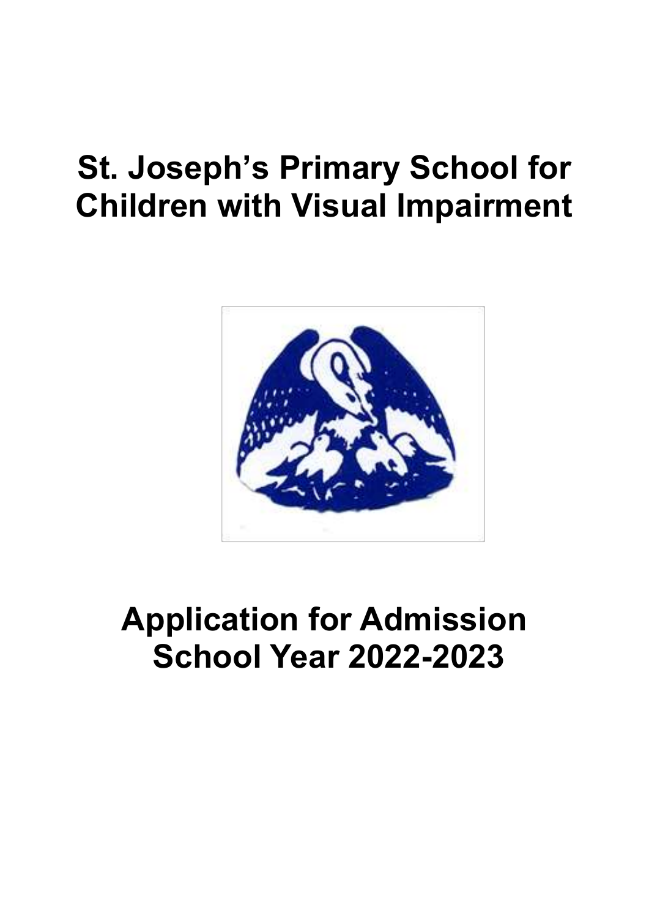# St. Joseph's Primary School for Children with Visual Impairment

# Application for Admission School Year 2022-2023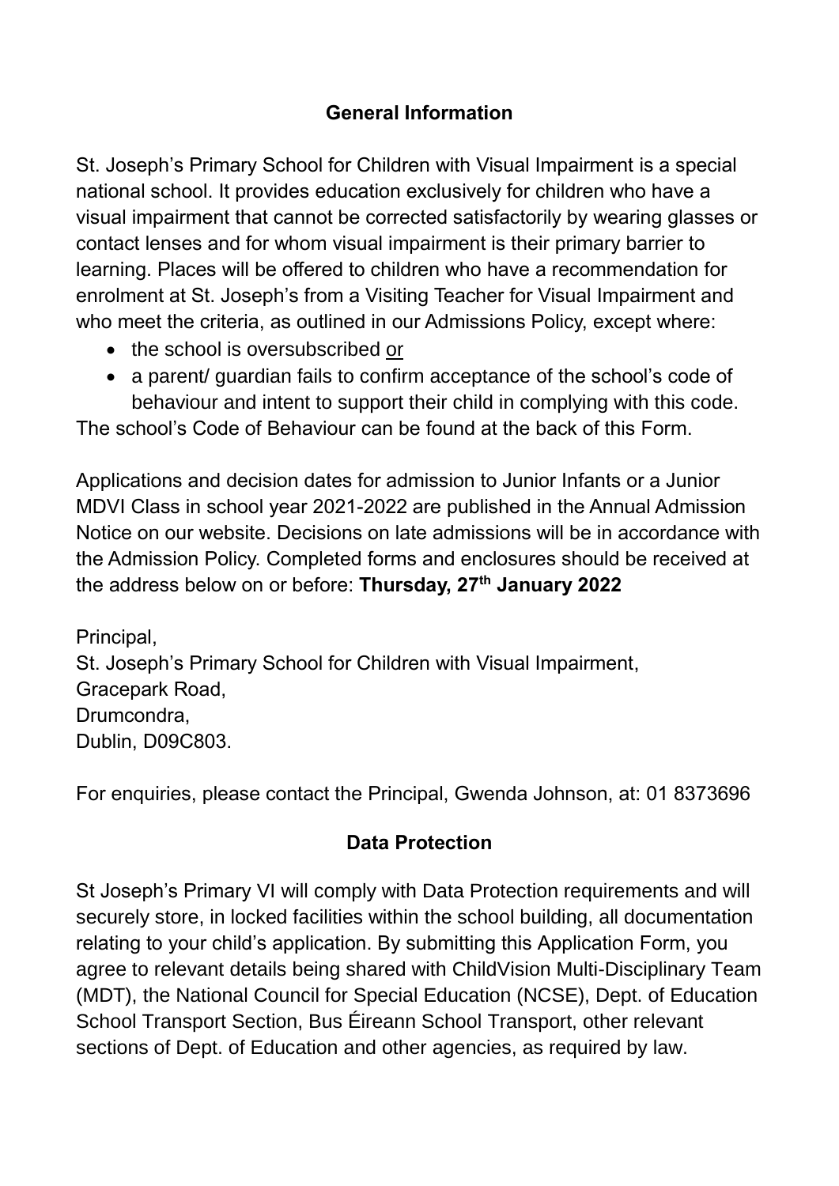## General Information

St. Joseph's Primary School for Children with Visual Impairment is a special national school. It provides education exclusively for children who have a visual impairment that cannot be corrected satisfactorily by wearing glasses or contact lenses and for whom visual impairment is their primary barrier to learning. Places will be offered to children who have a recommendation for enrolment at St. Joseph's from a Visiting Teacher for Visual Impairment and who meet the criteria, as outlined in our Admissions Policy, except where:

- the school is oversubscribed <u>or</u>
- a parent/ guardian fails to confirm acceptance of the school's code of behaviour and intent to support their child in complying with this code.

The school's Code of Behaviour can be found at the back of this Form.

Applications and decision dates for admission to Junior Infants or a Junior MDVI Class in school year 2021-2022 are published in the Annual Admission Notice on our website. Decisions on late admissions will be in accordance with the Admission Policy. Completed forms and enclosures should be received at the address below on or before: **Thursday, 27th January 2022**

Principal,
St. Joseph's Primary School for Children with Visual Impairment,
Gracepark Road,
Drumcondra,
Dublin, D09C803.

For enquiries, please contact the Principal, Gwenda Johnson, at: 01 8373696

## Data Protection

St Joseph's Primary VI will comply with Data Protection requirements and will securely store, in locked facilities within the school building, all documentation relating to your child's application. By submitting this Application Form, you agree to relevant details being shared with ChildVision Multi-Disciplinary Team (MDT), the National Council for Special Education (NCSE), Dept. of Education School Transport Section, Bus Éireann School Transport, other relevant sections of Dept. of Education and other agencies, as required by law.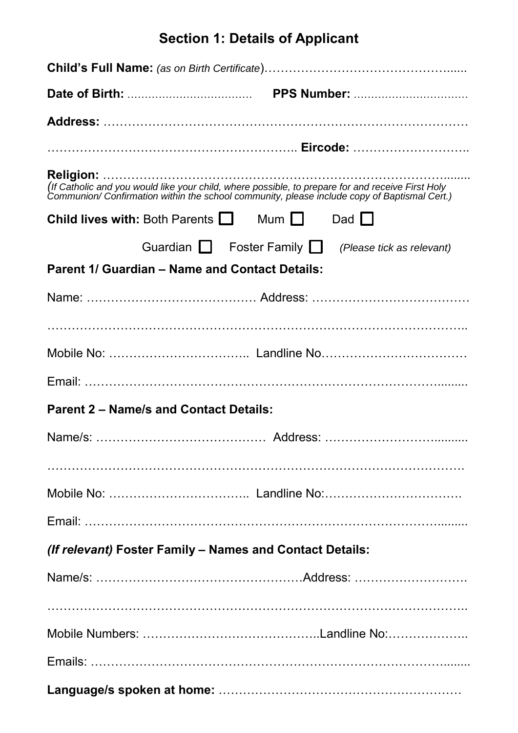## Section 1: Details of Applicant

**Child's Full Name:** *(as on Birth Certificate)*…………………………………………......

**Date of Birth:** ………………………………… **PPS Number:** ……………………………

**Address:** ……………………………………………………………………………………

…………………………………………………….. **Eircode:** ………………………..

**Religion:** …………………………………………………………………………….........
*(If Catholic and you would like your child, where possible, to prepare for and receive First Holy Communion/ Confirmation within the school community, please include copy of Baptismal Cert.)*

**Child lives with:** Both Parents ☐ Mum ☐ Dad ☐

Guardian ☐ Foster Family ☐ *(Please tick as relevant)*

**Parent 1/ Guardian – Name and Contact Details:**

Name: …………………………………… Address: ……………………………………

……………………………………………………………………………………………..

Mobile No: …………………………….. Landline No………………………………

Email: ……………………………………………………………………………….........

**Parent 2 – Name/s and Contact Details:**

Name/s: …………………………………… Address: ………………………………........

……………………………………………………………………………………………

Mobile No: …………………………….. Landline No:…………………………….

Email: ……………………………………………………………………………….........

***(If relevant)* Foster Family – Names and Contact Details:**

Name/s: ……………………………………………Address: ……………………….

……………………………………………………………………………………………..

Mobile Numbers: ……………………………………..Landline No:………………..

Emails: ……………………………………………………………………………........

**Language/s spoken at home:** ……………………………………………………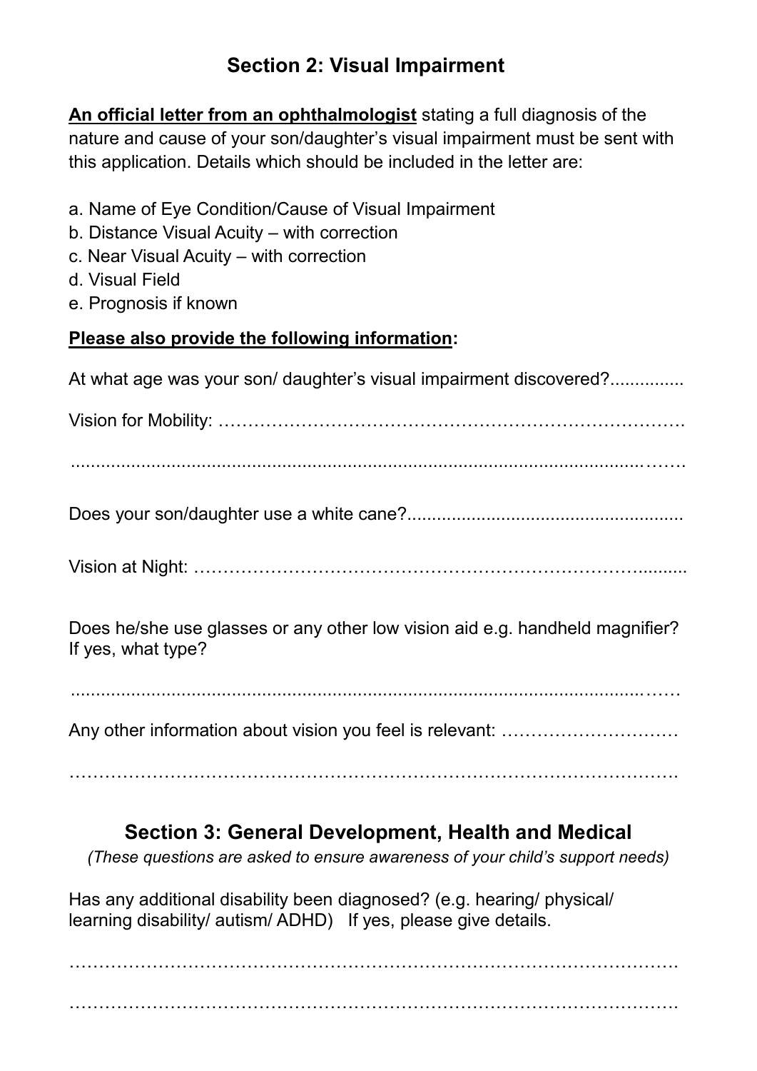## Section 2: Visual Impairment

**An official letter from an ophthalmologist** stating a full diagnosis of the nature and cause of your son/daughter's visual impairment must be sent with this application. Details which should be included in the letter are:

a. Name of Eye Condition/Cause of Visual Impairment
b. Distance Visual Acuity – with correction
c. Near Visual Acuity – with correction
d. Visual Field
e. Prognosis if known

**Please also provide the following information:**

At what age was your son/ daughter's visual impairment discovered?...............

Vision for Mobility: ………………………………………………………………….

…………………………………………………………………………………………

Does your son/daughter use a white cane?.......................................................

Vision at Night: ……………………………………………………………….........

Does he/she use glasses or any other low vision aid e.g. handheld magnifier? If yes, what type?

…………………………………………………………………………………………

Any other information about vision you feel is relevant: …………………………

………………………………………………………………………………………….

## Section 3: General Development, Health and Medical

*(These questions are asked to ensure awareness of your child's support needs)*

Has any additional disability been diagnosed? (e.g. hearing/ physical/ learning disability/ autism/ ADHD) If yes, please give details.

………………………………………………………………………………………….

………………………………………………………………………………………….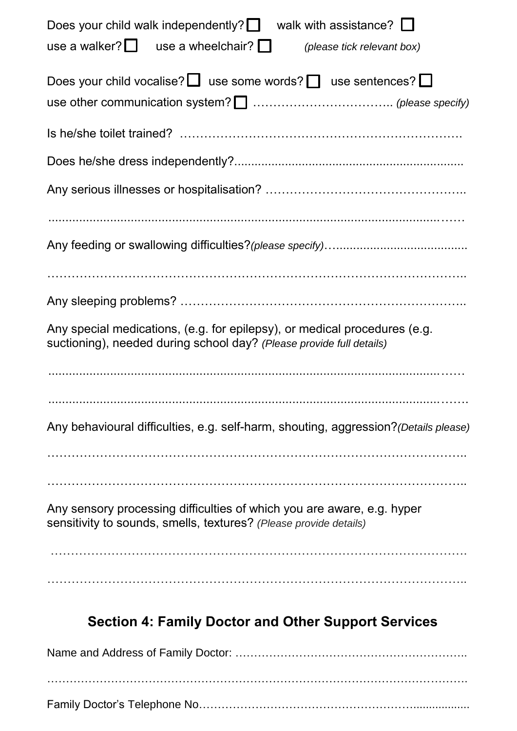Does your child walk independently? ☐ walk with assistance? ☐
use a walker? ☐ use a wheelchair? ☐ *(please tick relevant box)*

Does your child vocalise? ☐ use some words? ☐ use sentences? ☐
use other communication system? ☐ …………………………….. *(please specify)*

Is he/she toilet trained? ……………………………………………………………

Does he/she dress independently?..................................................................

Any serious illnesses or hospitalisation? ………………………………………..

..........................................................................................................……

Any feeding or swallowing difficulties?*(please specify)*…......................................

………………………………………………………………………………………..

Any sleeping problems? …………………………………………………………..

Any special medications, (e.g. for epilepsy), or medical procedures (e.g. suctioning), needed during school day? *(Please provide full details)*

..........................................................................................................……

..........................................................................................................…….

Any behavioural difficulties, e.g. self-harm, shouting, aggression?*(Details please)*

………………………………………………………………………………………..

………………………………………………………………………………………..

Any sensory processing difficulties of which you are aware, e.g. hyper sensitivity to sounds, smells, textures? *(Please provide details)*

……………………………………………………………………………………….

………………………………………………………………………………………..

## Section 4: Family Doctor and Other Support Services

Name and Address of Family Doctor: ……………………………………………………..

……………………………………………………………………………………………….

Family Doctor's Telephone No………………………………………………….................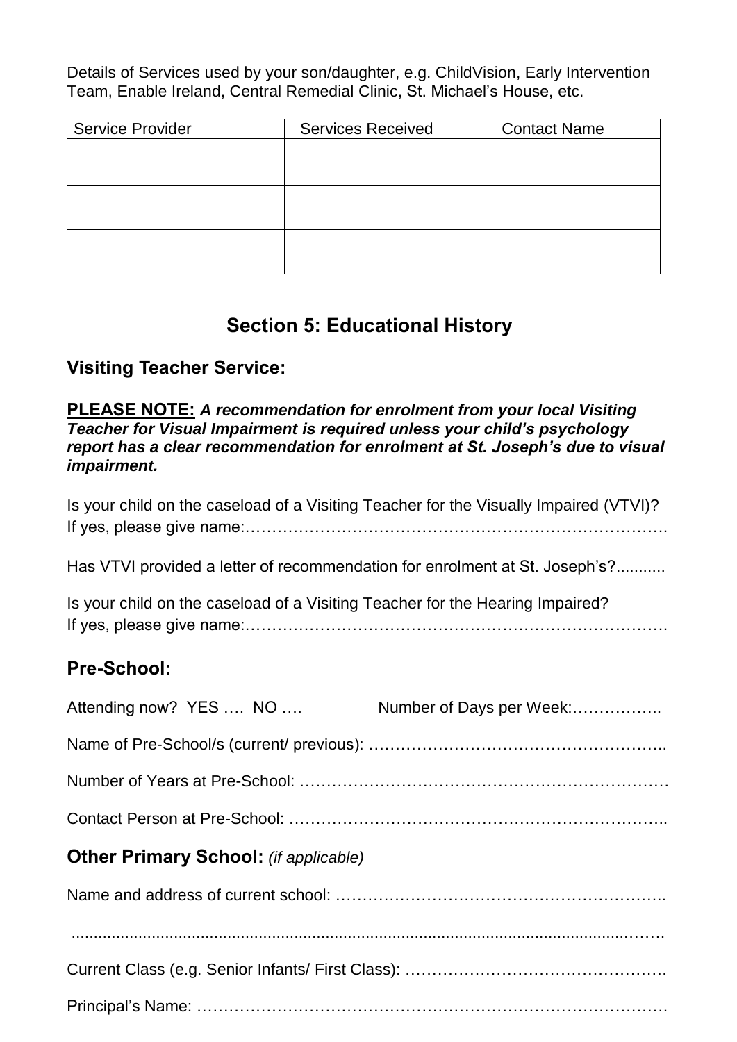Details of Services used by your son/daughter, e.g. ChildVision, Early Intervention Team, Enable Ireland, Central Remedial Clinic, St. Michael's House, etc.

| Service Provider | Services Received | Contact Name |
|---|---|---|
| | | |
| | | |
| | | |

## Section 5: Educational History

### Visiting Teacher Service:

**PLEASE NOTE:** ***A recommendation for enrolment from your local Visiting Teacher for Visual Impairment is required unless your child's psychology report has a clear recommendation for enrolment at St. Joseph's due to visual impairment.***

Is your child on the caseload of a Visiting Teacher for the Visually Impaired (VTVI)?
If yes, please give name:…………………………………………………………………….

Has VTVI provided a letter of recommendation for enrolment at St. Joseph's?...........

Is your child on the caseload of a Visiting Teacher for the Hearing Impaired?
If yes, please give name:…………………………………………………………………….

### Pre-School:

Attending now? YES …. NO …. Number of Days per Week:……………..

Name of Pre-School/s (current/ previous): ………………………………………………..

Number of Years at Pre-School: ……………………………………………………………

Contact Person at Pre-School: ……………………………………………………………..

### Other Primary School: *(if applicable)*

Name and address of current school: …………………………………………………..

..........................................................................................................................…….

Current Class (e.g. Senior Infants/ First Class): ………………………………………….

Principal's Name: ……………………………………………………………………………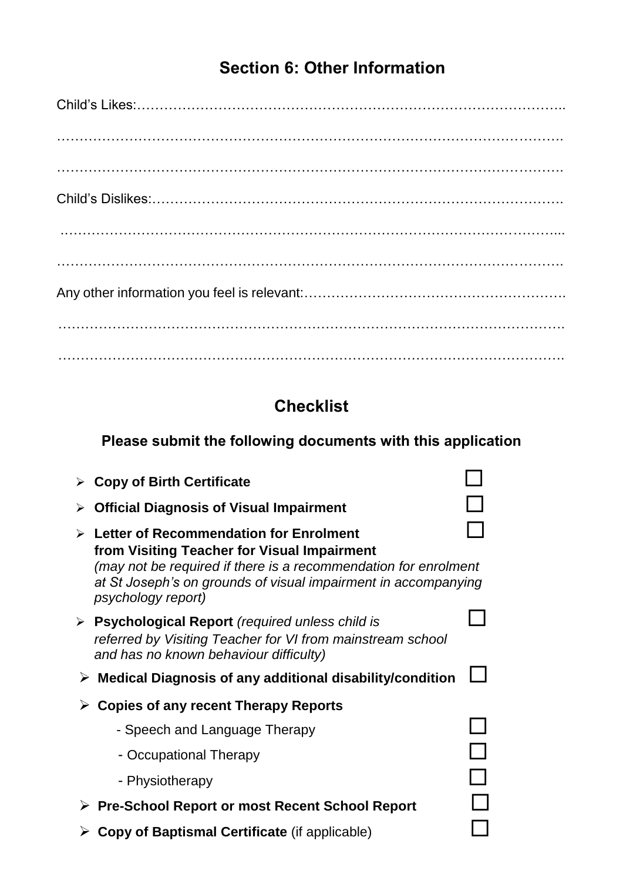## Section 6: Other Information

Child's Likes:……………………………………………………………………………………..

……………………………………………………………………………………………….

……………………………………………………………………………………………….

Child's Dislikes:………………………………………………………………………….

……………………………………………………………………………………………...

……………………………………………………………………………………………….

Any other information you feel is relevant:……………………………………………….

……………………………………………………………………………………………….

……………………………………………………………………………………………….

## Checklist

### Please submit the following documents with this application

- **Copy of Birth Certificate** ☐
- **Official Diagnosis of Visual Impairment** ☐
- **Letter of Recommendation for Enrolment from Visiting Teacher for Visual Impairment** ☐
  *(may not be required if there is a recommendation for enrolment at St Joseph's on grounds of visual impairment in accompanying psychology report)*
- **Psychological Report** *(required unless child is referred by Visiting Teacher for VI from mainstream school and has no known behaviour difficulty)* ☐
- **Medical Diagnosis of any additional disability/condition** ☐
- **Copies of any recent Therapy Reports**
  - Speech and Language Therapy ☐
  - Occupational Therapy ☐
  - Physiotherapy ☐
- **Pre-School Report or most Recent School Report** ☐
- **Copy of Baptismal Certificate** (if applicable) ☐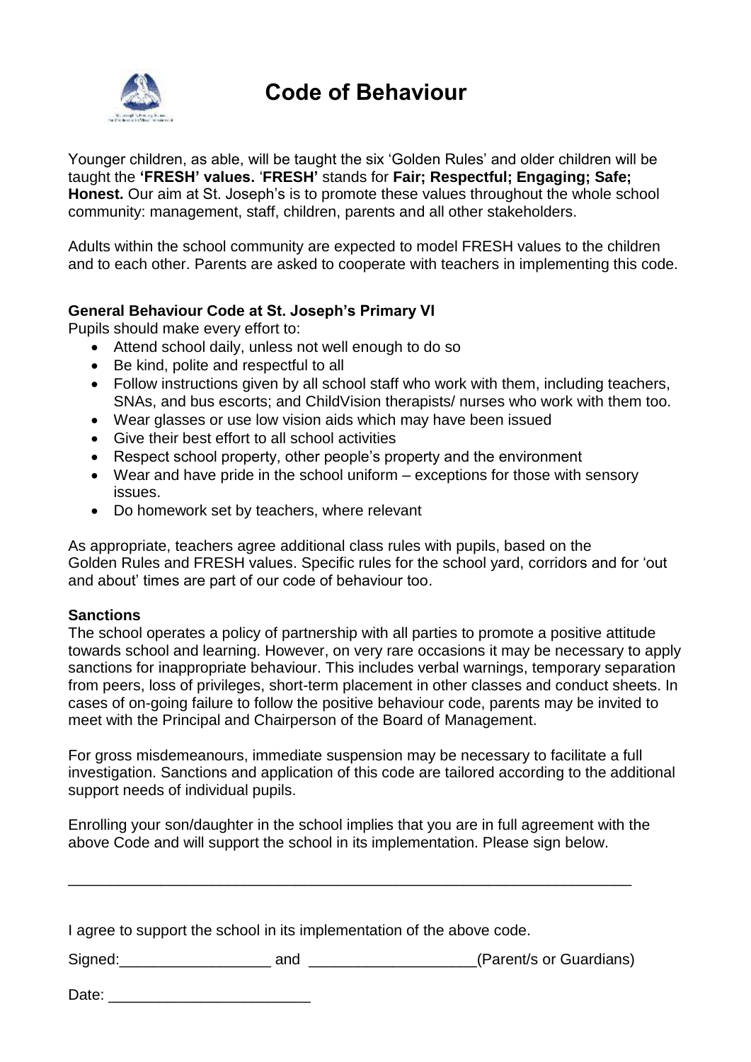# Code of Behaviour

Younger children, as able, will be taught the six 'Golden Rules' and older children will be taught the **'FRESH' values.** '**FRESH'** stands for **Fair; Respectful; Engaging; Safe; Honest.** Our aim at St. Joseph's is to promote these values throughout the whole school community: management, staff, children, parents and all other stakeholders.

Adults within the school community are expected to model FRESH values to the children and to each other. Parents are asked to cooperate with teachers in implementing this code.

**General Behaviour Code at St. Joseph's Primary VI**

Pupils should make every effort to:

- Attend school daily, unless not well enough to do so
- Be kind, polite and respectful to all
- Follow instructions given by all school staff who work with them, including teachers, SNAs, and bus escorts; and ChildVision therapists/ nurses who work with them too.
- Wear glasses or use low vision aids which may have been issued
- Give their best effort to all school activities
- Respect school property, other people's property and the environment
- Wear and have pride in the school uniform – exceptions for those with sensory issues.
- Do homework set by teachers, where relevant

As appropriate, teachers agree additional class rules with pupils, based on the Golden Rules and FRESH values. Specific rules for the school yard, corridors and for 'out and about' times are part of our code of behaviour too.

**Sanctions**

The school operates a policy of partnership with all parties to promote a positive attitude towards school and learning. However, on very rare occasions it may be necessary to apply sanctions for inappropriate behaviour. This includes verbal warnings, temporary separation from peers, loss of privileges, short-term placement in other classes and conduct sheets. In cases of on-going failure to follow the positive behaviour code, parents may be invited to meet with the Principal and Chairperson of the Board of Management.

For gross misdemeanours, immediate suspension may be necessary to facilitate a full investigation. Sanctions and application of this code are tailored according to the additional support needs of individual pupils.

Enrolling your son/daughter in the school implies that you are in full agreement with the above Code and will support the school in its implementation. Please sign below.

___________________________________________________________________

I agree to support the school in its implementation of the above code.

Signed:__________________ and ___________________(Parent/s or Guardians)

Date: ________________________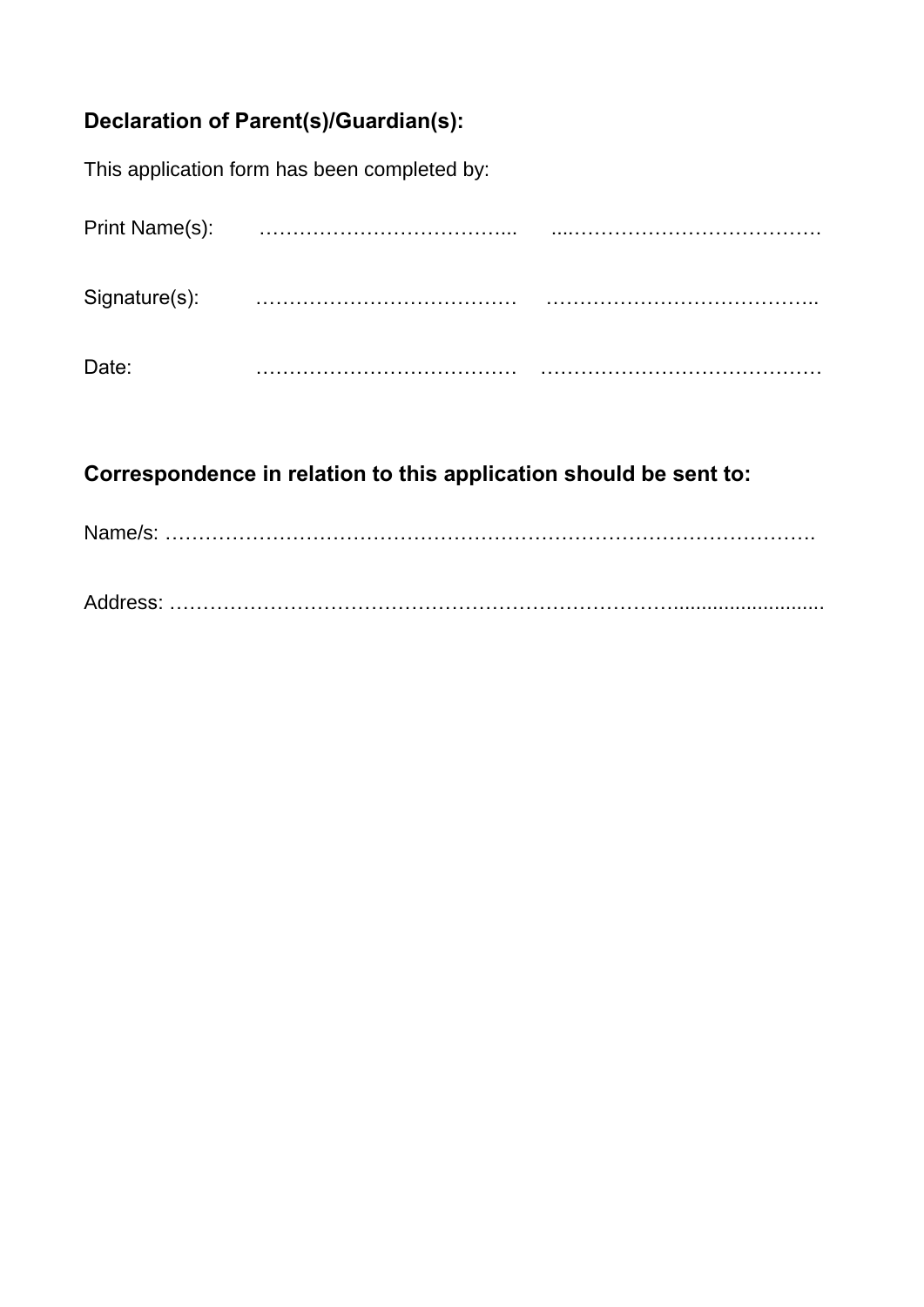**Declaration of Parent(s)/Guardian(s):**

This application form has been completed by:

Print Name(s): ………………………………... ....………………………………

Signature(s): ………………………………… …………………………………..

Date: ………………………………… ……………………………………

**Correspondence in relation to this application should be sent to:**

Name/s: …………………………………………………………………………………….

Address: ………………………………………………………………….........................